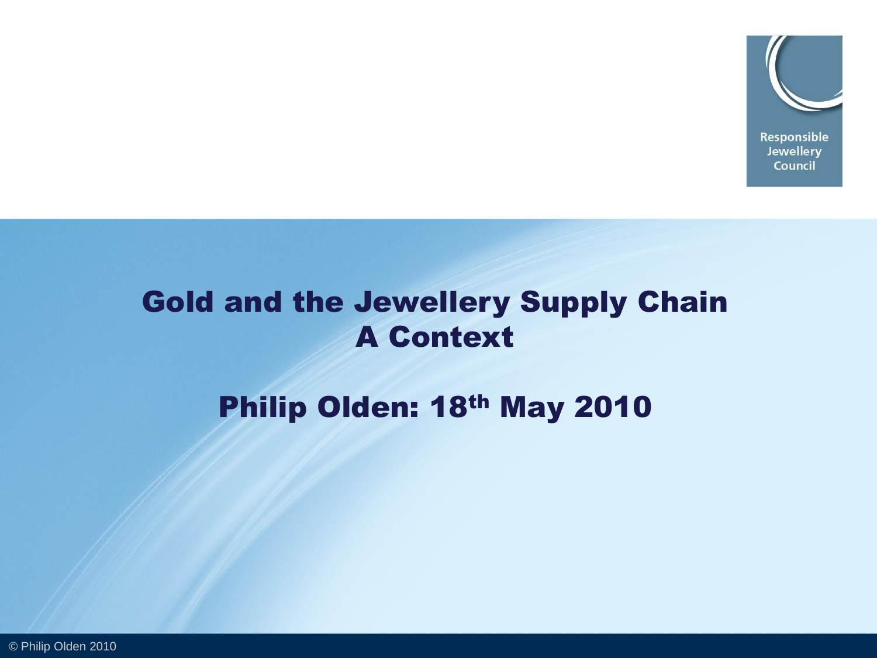Responsible Jewellery Council

# Gold and the Jewellery Supply Chain
# A Context

## Philip Olden: 18th May 2010

© Philip Olden 2010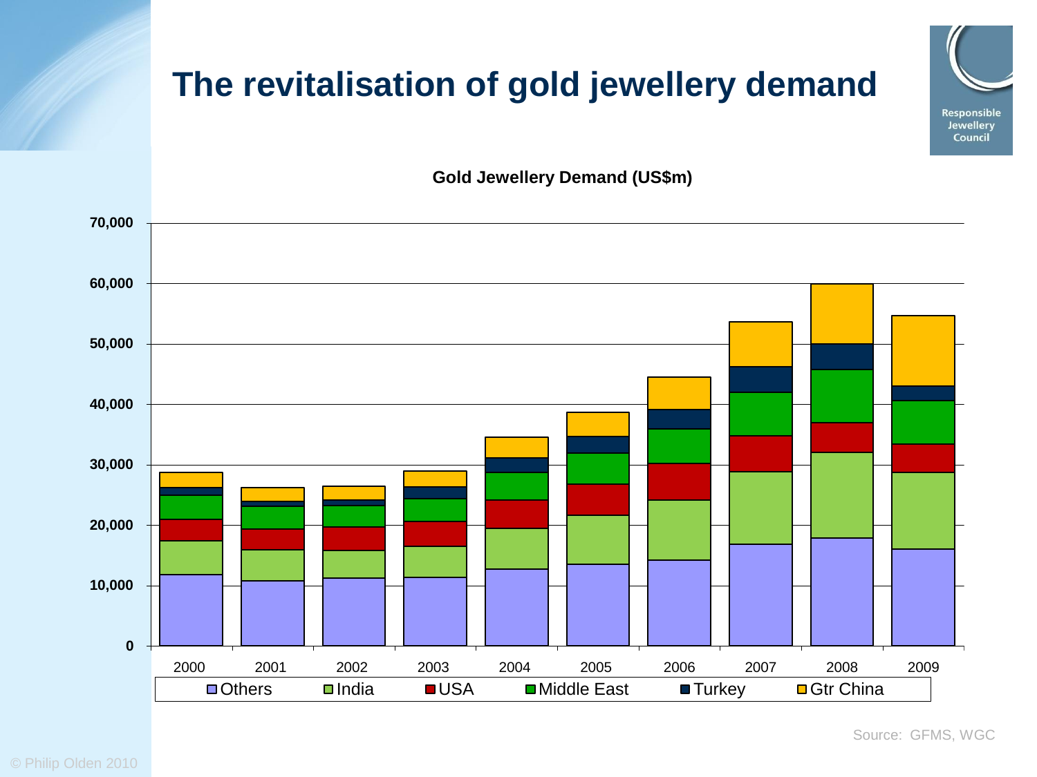# The revitalisation of gold jewellery demand

**Gold Jewellery Demand (US$m)**

Source: GFMS, WGC

© Philip Olden 2010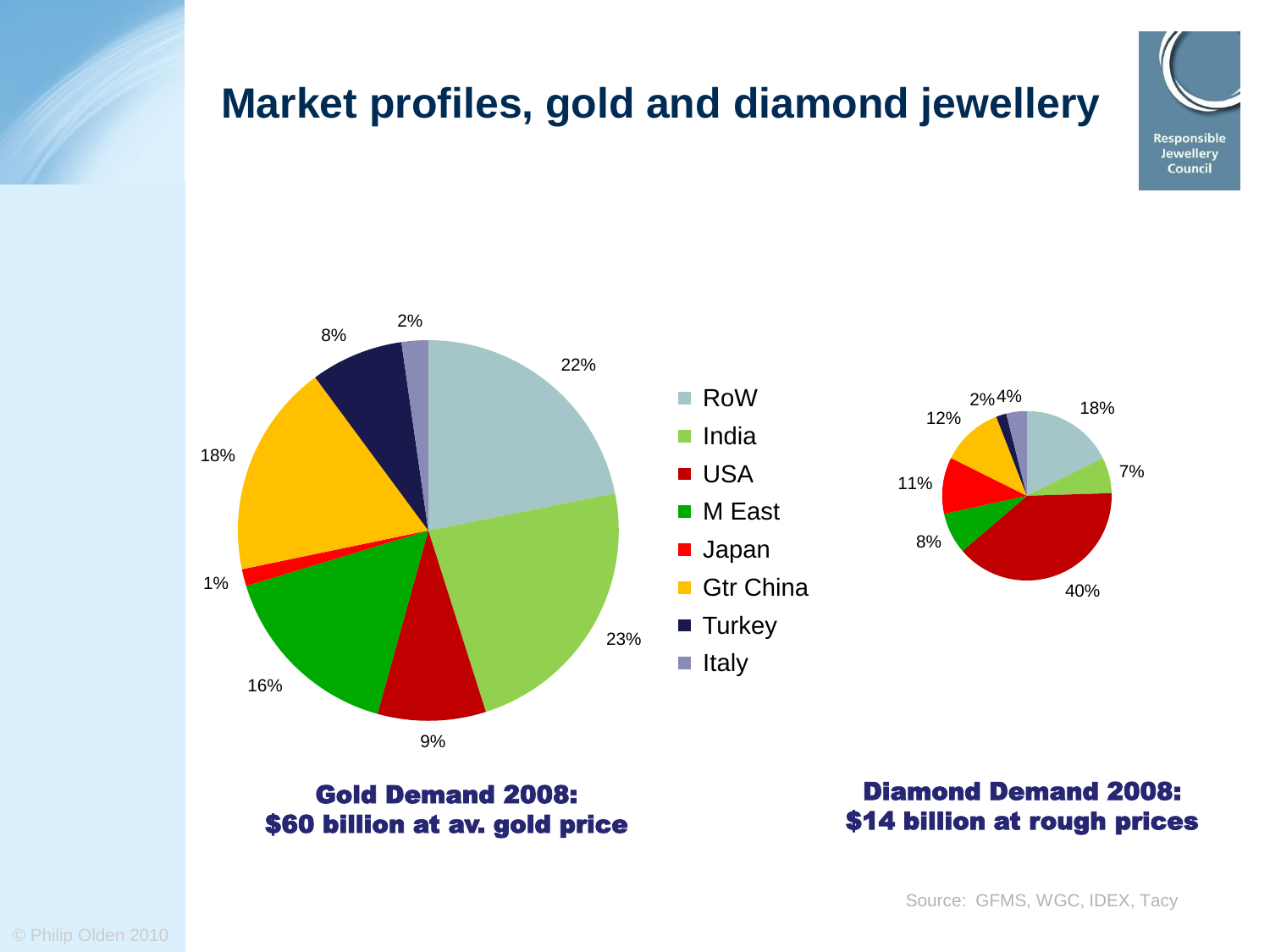# Market profiles, gold and diamond jewellery

| | Gold Demand 2008 | Diamond Demand 2008 |
|---|---|---|
| RoW | 22% | 18% |
| India | 23% | 7% |
| USA | 9% | 40% |
| M East | 16% | 8% |
| Japan | 1% | 11% |
| Gtr China | 18% | 12% |
| Turkey | 8% | 2% |
| Italy | 2% | 4% |

**Gold Demand 2008: $60 billion at av. gold price**

**Diamond Demand 2008: $14 billion at rough prices**

Source: GFMS, WGC, IDEX, Tacy

© Philip Olden 2010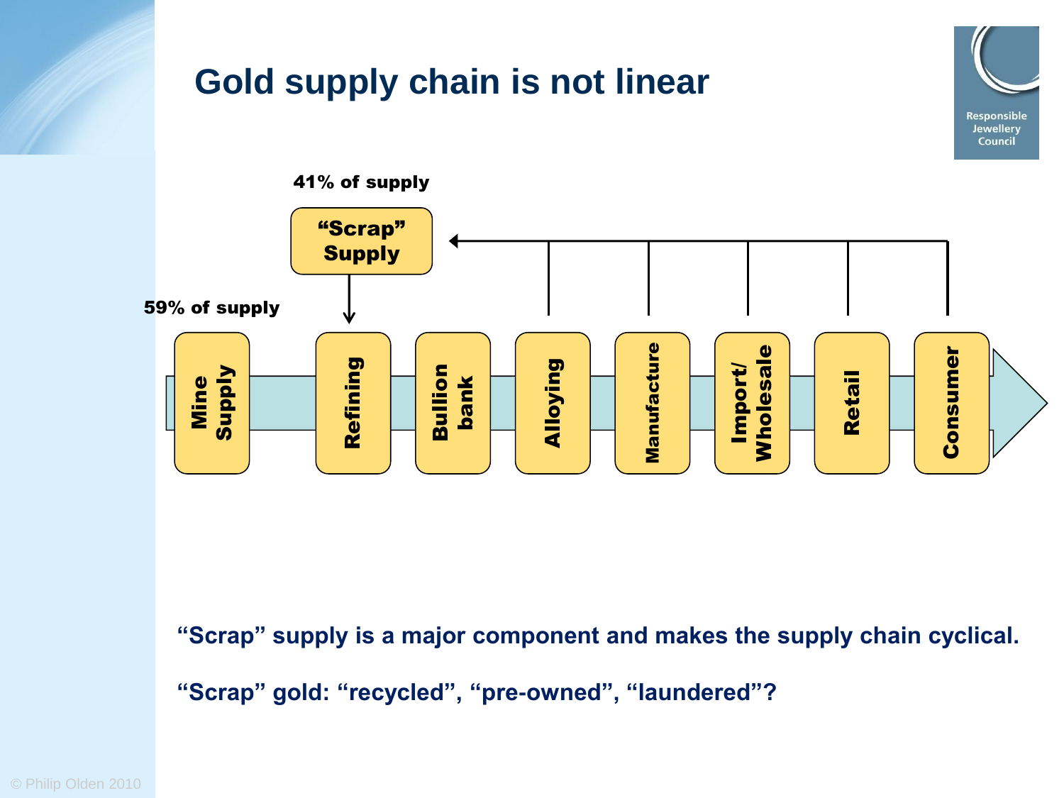# Gold supply chain is not linear

41% of supply

"Scrap" Supply

59% of supply

Mine Supply → Refining → Bullion bank → Alloying → Manufacture → Import/Wholesale → Retail → Consumer

**"Scrap" supply is a major component and makes the supply chain cyclical.**

**"Scrap" gold: "recycled", "pre-owned", "laundered"?**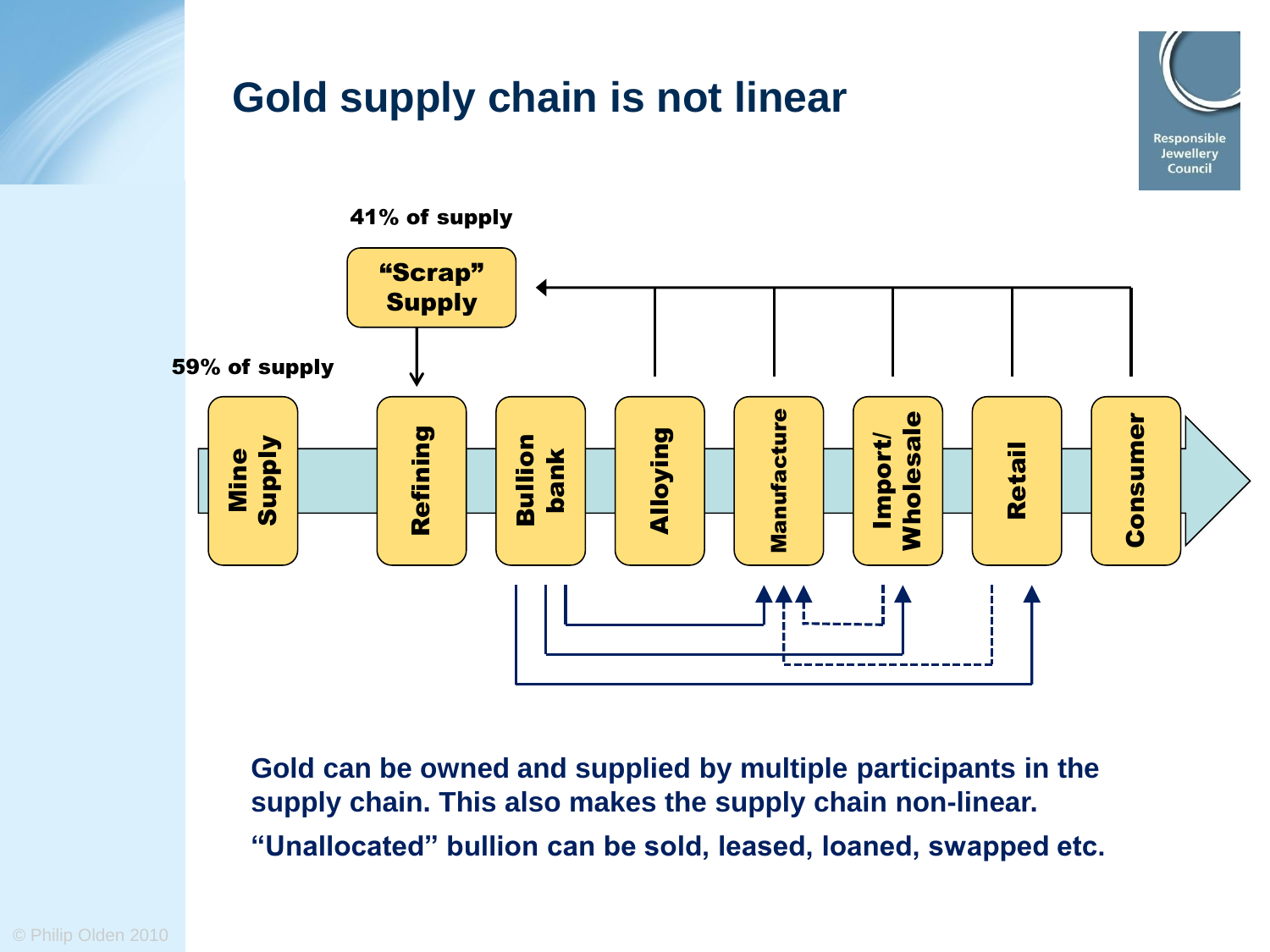# Gold supply chain is not linear

41% of supply

"Scrap" Supply

59% of supply

Mine Supply → Refining → Bullion bank → Alloying → Manufacture → Import/ Wholesale → Retail → Consumer

**Gold can be owned and supplied by multiple participants in the supply chain. This also makes the supply chain non-linear.**

**"Unallocated" bullion can be sold, leased, loaned, swapped etc.**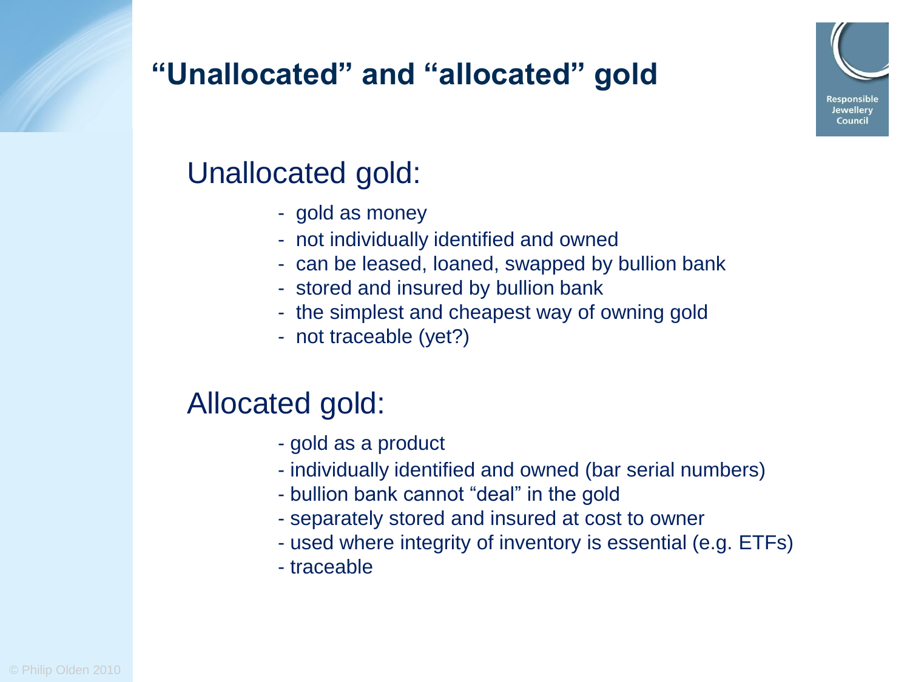# "Unallocated" and "allocated" gold

## Unallocated gold:

- gold as money
- not individually identified and owned
- can be leased, loaned, swapped by bullion bank
- stored and insured by bullion bank
- the simplest and cheapest way of owning gold
- not traceable (yet?)

## Allocated gold:

- gold as a product
- individually identified and owned (bar serial numbers)
- bullion bank cannot "deal" in the gold
- separately stored and insured at cost to owner
- used where integrity of inventory is essential (e.g. ETFs)
- traceable

© Philip Olden 2010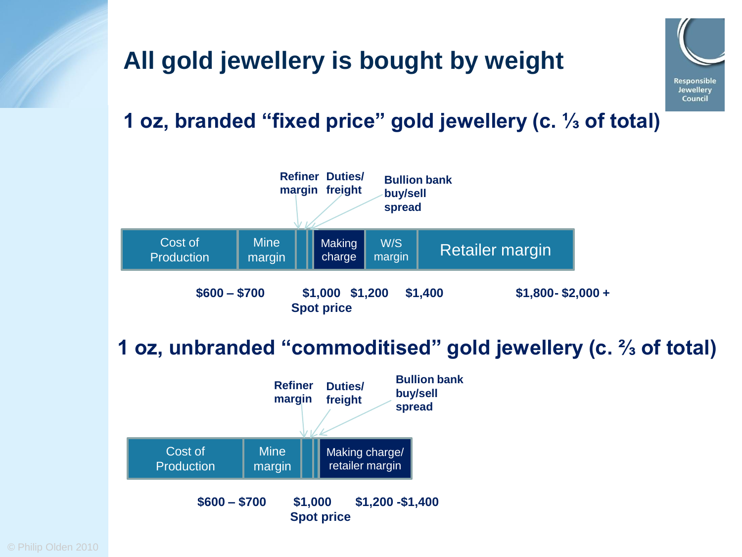# All gold jewellery is bought by weight

Responsible Jewellery Council

## 1 oz, branded "fixed price" gold jewellery (c. ⅓ of total)

Refiner margin | Duties/ freight | Bullion bank buy/sell spread

| Cost of Production | Mine margin | | | Making charge | W/S margin | Retailer margin |
|---|---|---|---|---|---|---|

$600 – $700 | $1,000 Spot price | $1,200 | $1,400 | $1,800 - $2,000 +

## 1 oz, unbranded "commoditised" gold jewellery (c. ⅔ of total)

Refiner margin | Duties/ freight | Bullion bank buy/sell spread

| Cost of Production | Mine margin | | | Making charge/ retailer margin |
|---|---|---|---|---|

$600 – $700 | $1,000 Spot price | $1,200 - $1,400

© Philip Olden 2010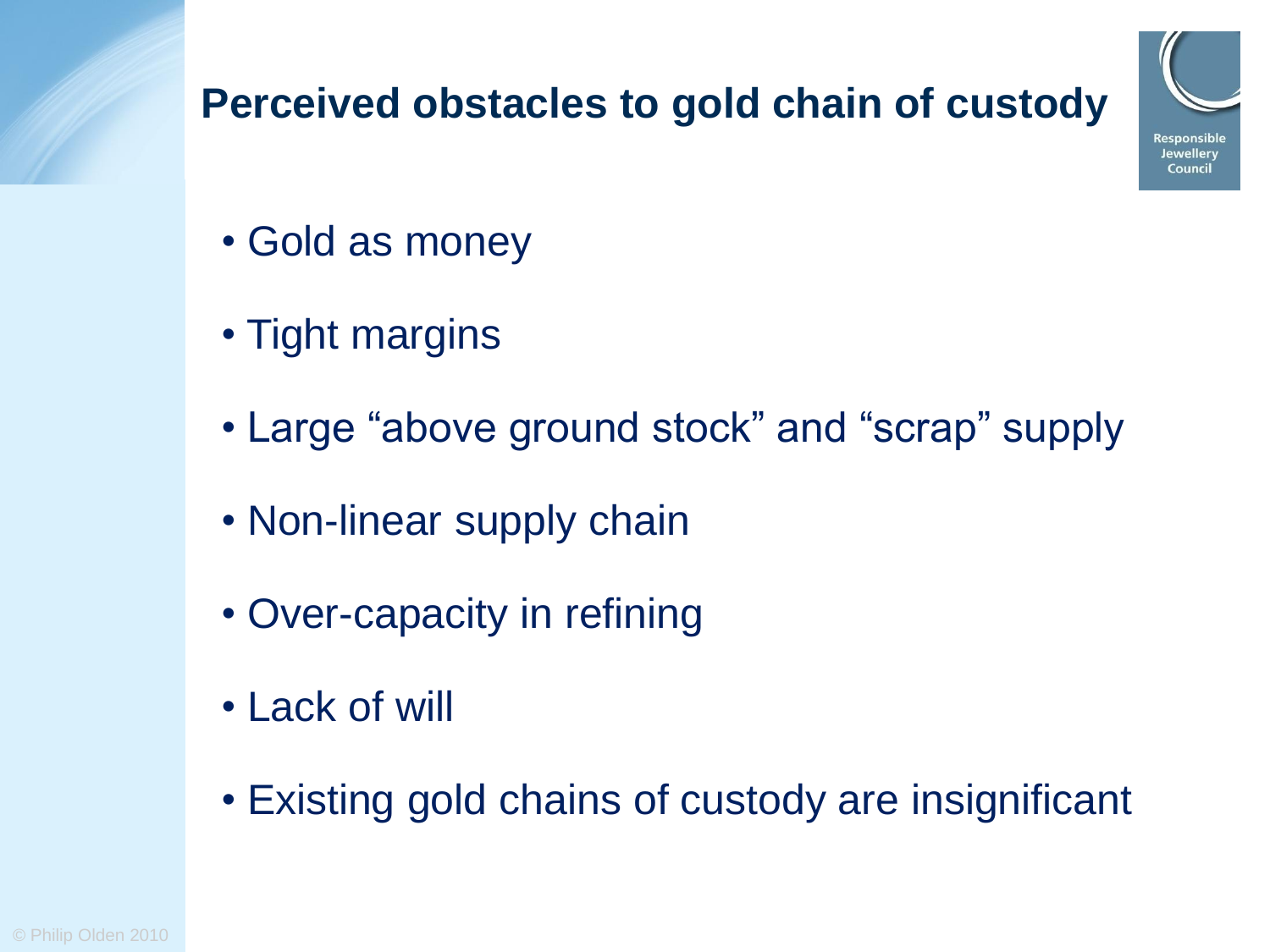# Perceived obstacles to gold chain of custody

- Gold as money
- Tight margins
- Large "above ground stock" and "scrap" supply
- Non-linear supply chain
- Over-capacity in refining
- Lack of will
- Existing gold chains of custody are insignificant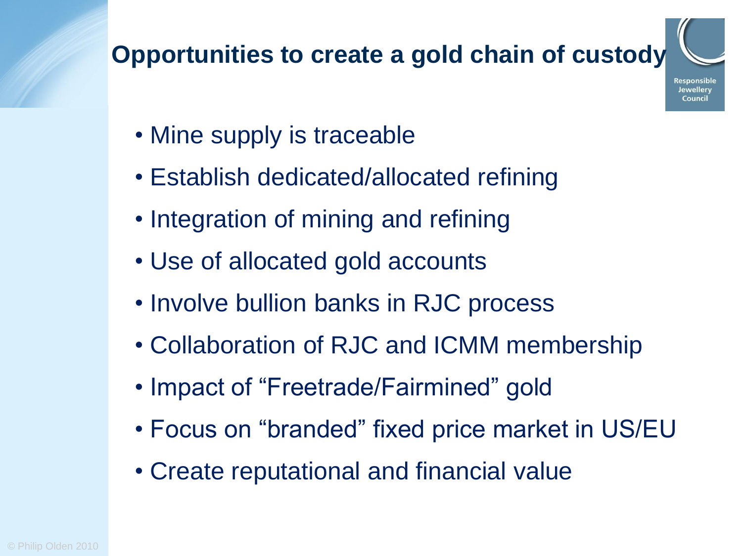# Opportunities to create a gold chain of custody

- Mine supply is traceable
- Establish dedicated/allocated refining
- Integration of mining and refining
- Use of allocated gold accounts
- Involve bullion banks in RJC process
- Collaboration of RJC and ICMM membership
- Impact of “Freetrade/Fairmined” gold
- Focus on “branded” fixed price market in US/EU
- Create reputational and financial value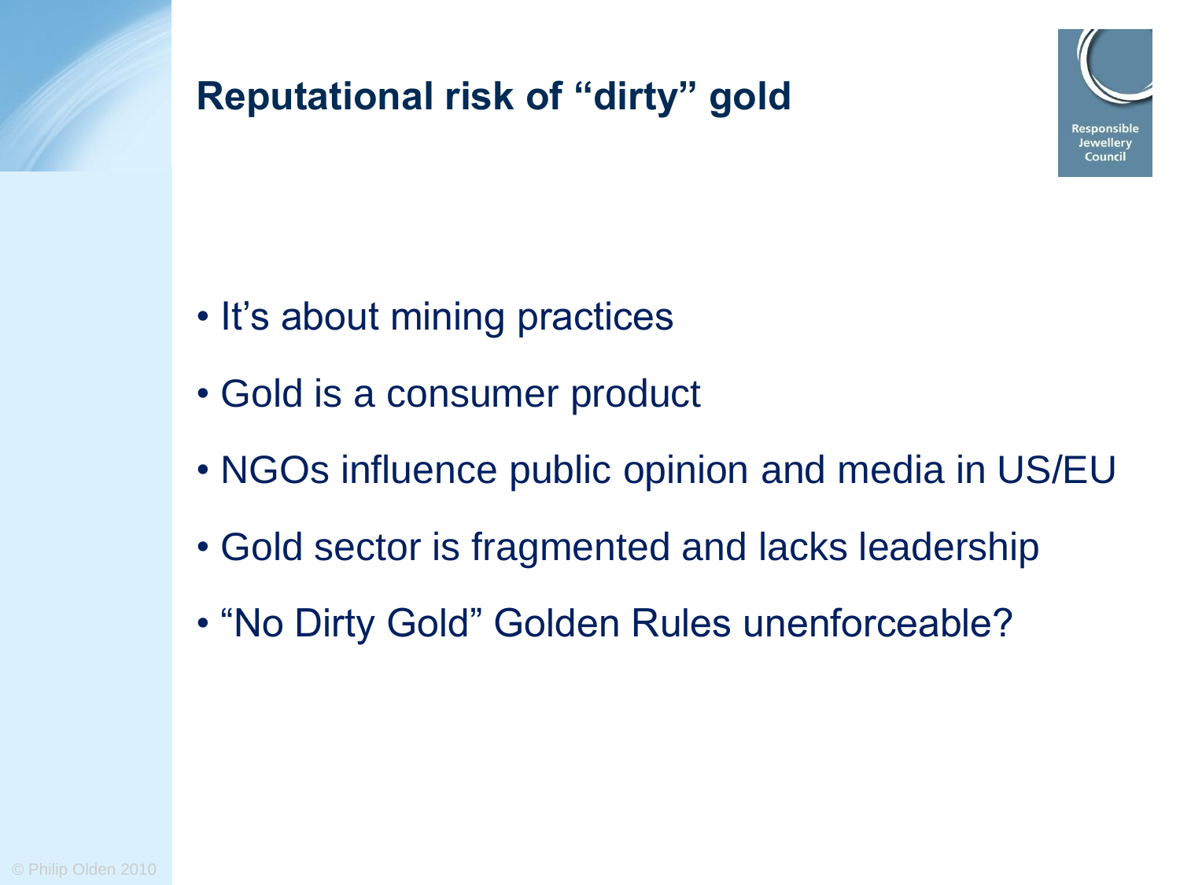# Reputational risk of "dirty" gold

- It's about mining practices
- Gold is a consumer product
- NGOs influence public opinion and media in US/EU
- Gold sector is fragmented and lacks leadership
- "No Dirty Gold" Golden Rules unenforceable?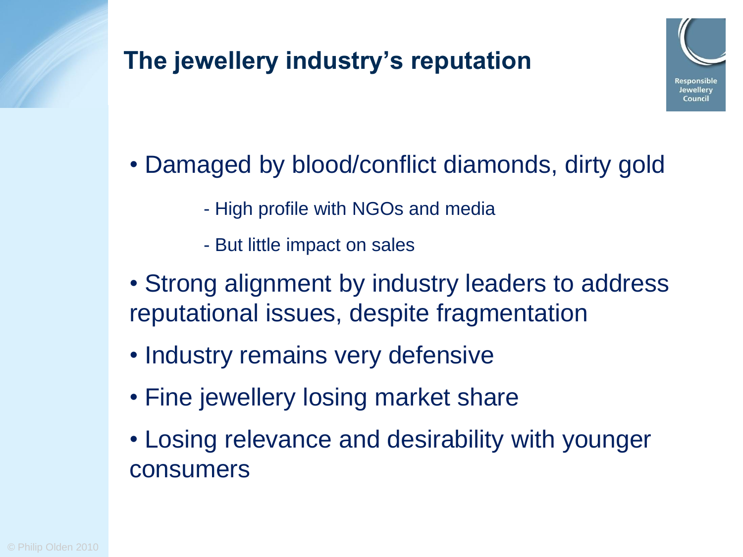# The jewellery industry's reputation

- Damaged by blood/conflict diamonds, dirty gold
  - High profile with NGOs and media
  - But little impact on sales
- Strong alignment by industry leaders to address reputational issues, despite fragmentation
- Industry remains very defensive
- Fine jewellery losing market share
- Losing relevance and desirability with younger consumers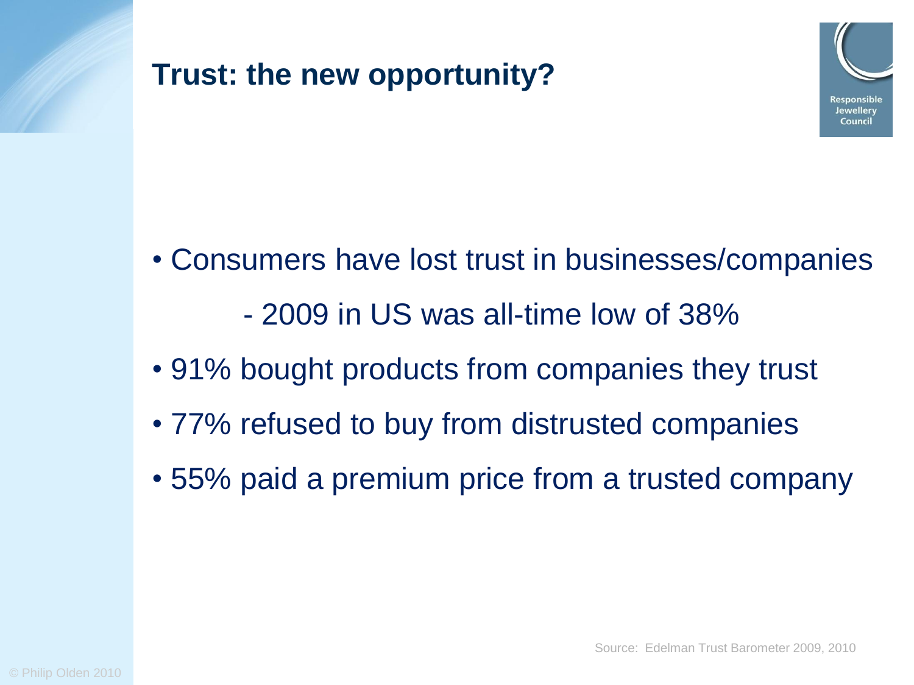# Trust: the new opportunity?

Responsible Jewellery Council

- Consumers have lost trust in businesses/companies
  - 2009 in US was all-time low of 38%
- 91% bought products from companies they trust
- 77% refused to buy from distrusted companies
- 55% paid a premium price from a trusted company

Source: Edelman Trust Barometer 2009, 2010

© Philip Olden 2010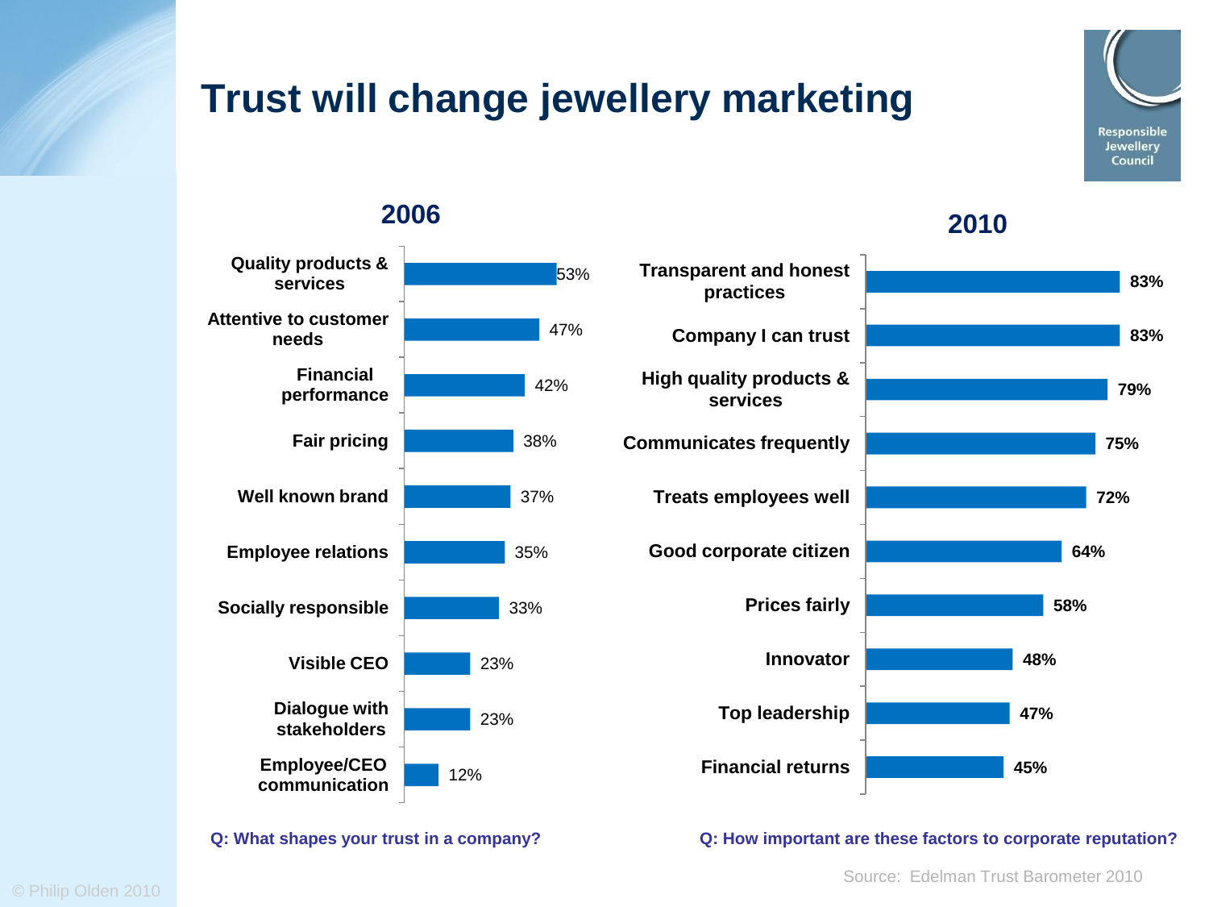# Trust will change jewellery marketing

Responsible Jewellery Council

## 2006

| Factor | % |
|---|---|
| Quality products & services | 53% |
| Attentive to customer needs | 47% |
| Financial performance | 42% |
| Fair pricing | 38% |
| Well known brand | 37% |
| Employee relations | 35% |
| Socially responsible | 33% |
| Visible CEO | 23% |
| Dialogue with stakeholders | 23% |
| Employee/CEO communication | 12% |

Q: What shapes your trust in a company?

## 2010

| Factor | % |
|---|---|
| Transparent and honest practices | 83% |
| Company I can trust | 83% |
| High quality products & services | 79% |
| Communicates frequently | 75% |
| Treats employees well | 72% |
| Good corporate citizen | 64% |
| Prices fairly | 58% |
| Innovator | 48% |
| Top leadership | 47% |
| Financial returns | 45% |

Q: How important are these factors to corporate reputation?

Source: Edelman Trust Barometer 2010

© Philip Olden 2010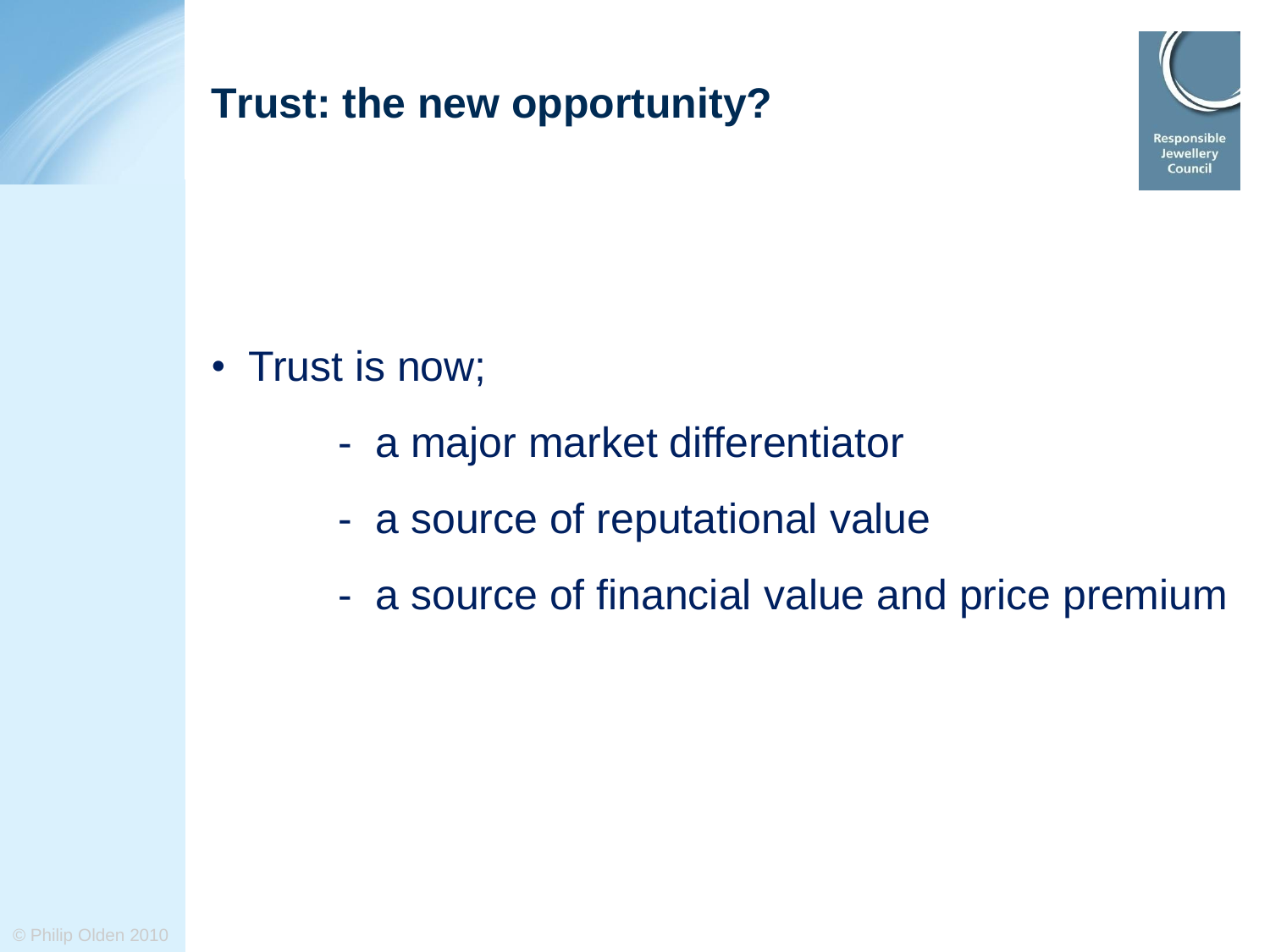## Trust: the new opportunity?

- Trust is now;
  - a major market differentiator
  - a source of reputational value
  - a source of financial value and price premium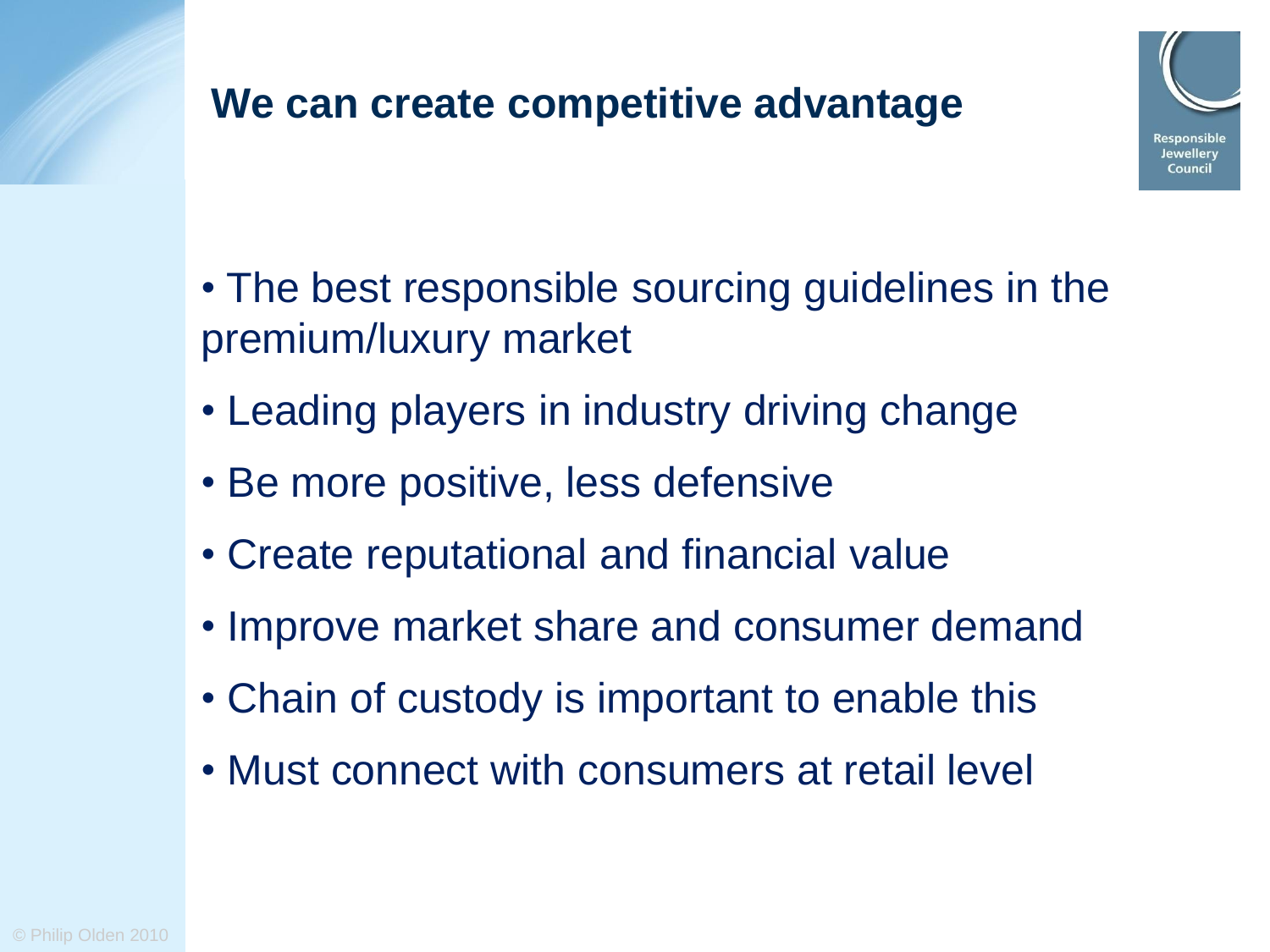# We can create competitive advantage

- The best responsible sourcing guidelines in the premium/luxury market
- Leading players in industry driving change
- Be more positive, less defensive
- Create reputational and financial value
- Improve market share and consumer demand
- Chain of custody is important to enable this
- Must connect with consumers at retail level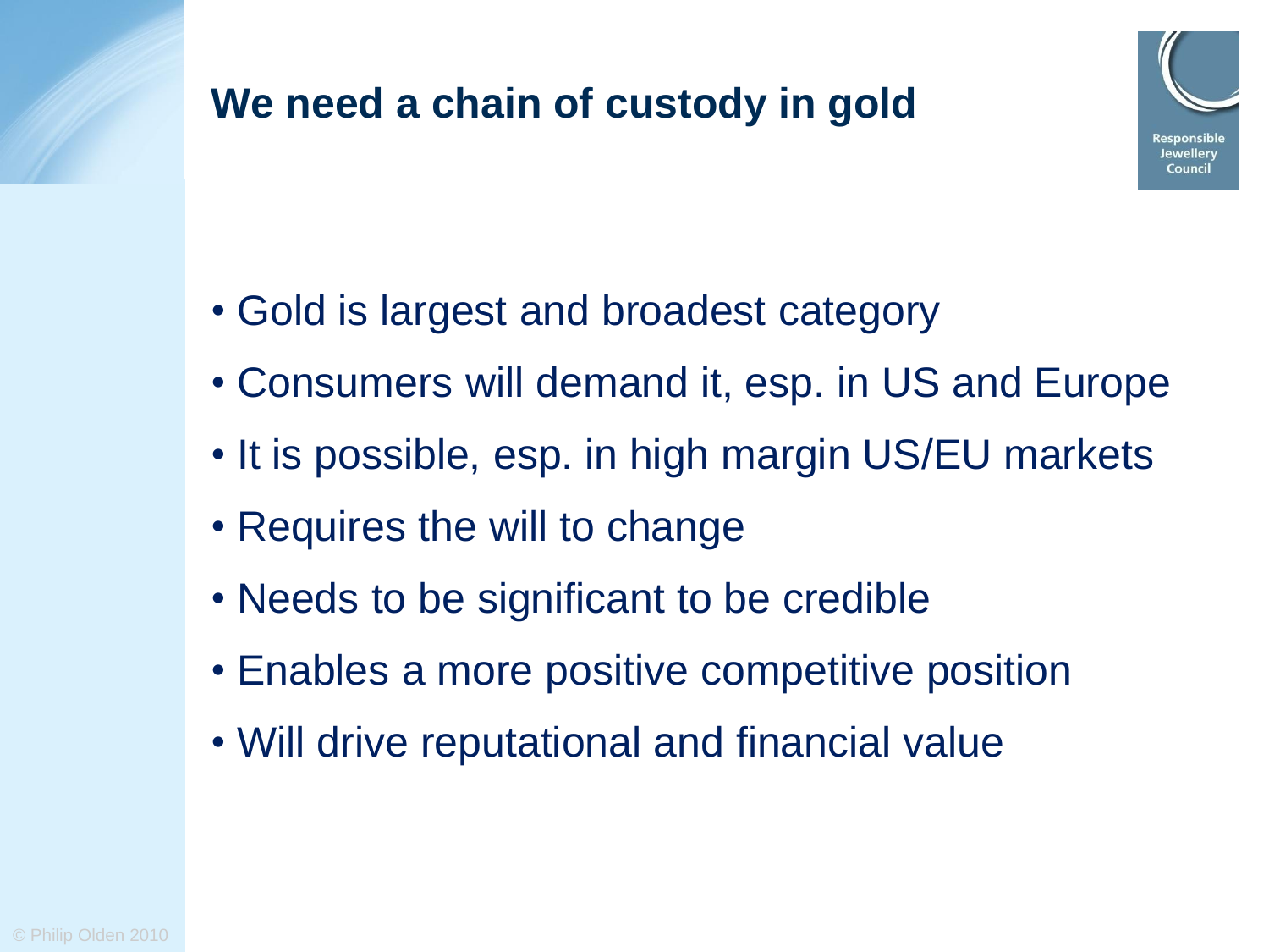# We need a chain of custody in gold

- Gold is largest and broadest category
- Consumers will demand it, esp. in US and Europe
- It is possible, esp. in high margin US/EU markets
- Requires the will to change
- Needs to be significant to be credible
- Enables a more positive competitive position
- Will drive reputational and financial value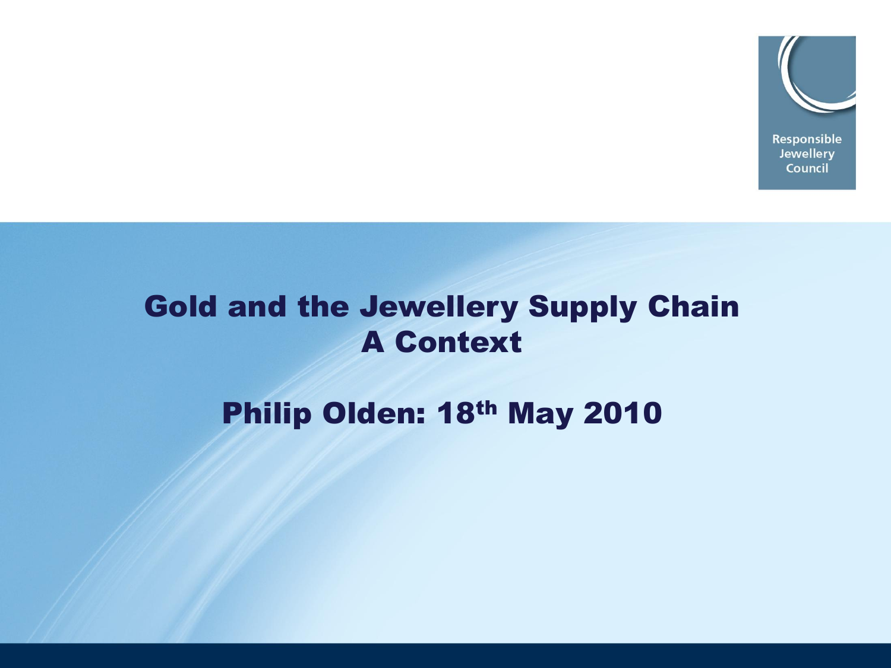Responsible Jewellery Council

# Gold and the Jewellery Supply Chain
# A Context

## Philip Olden: 18th May 2010